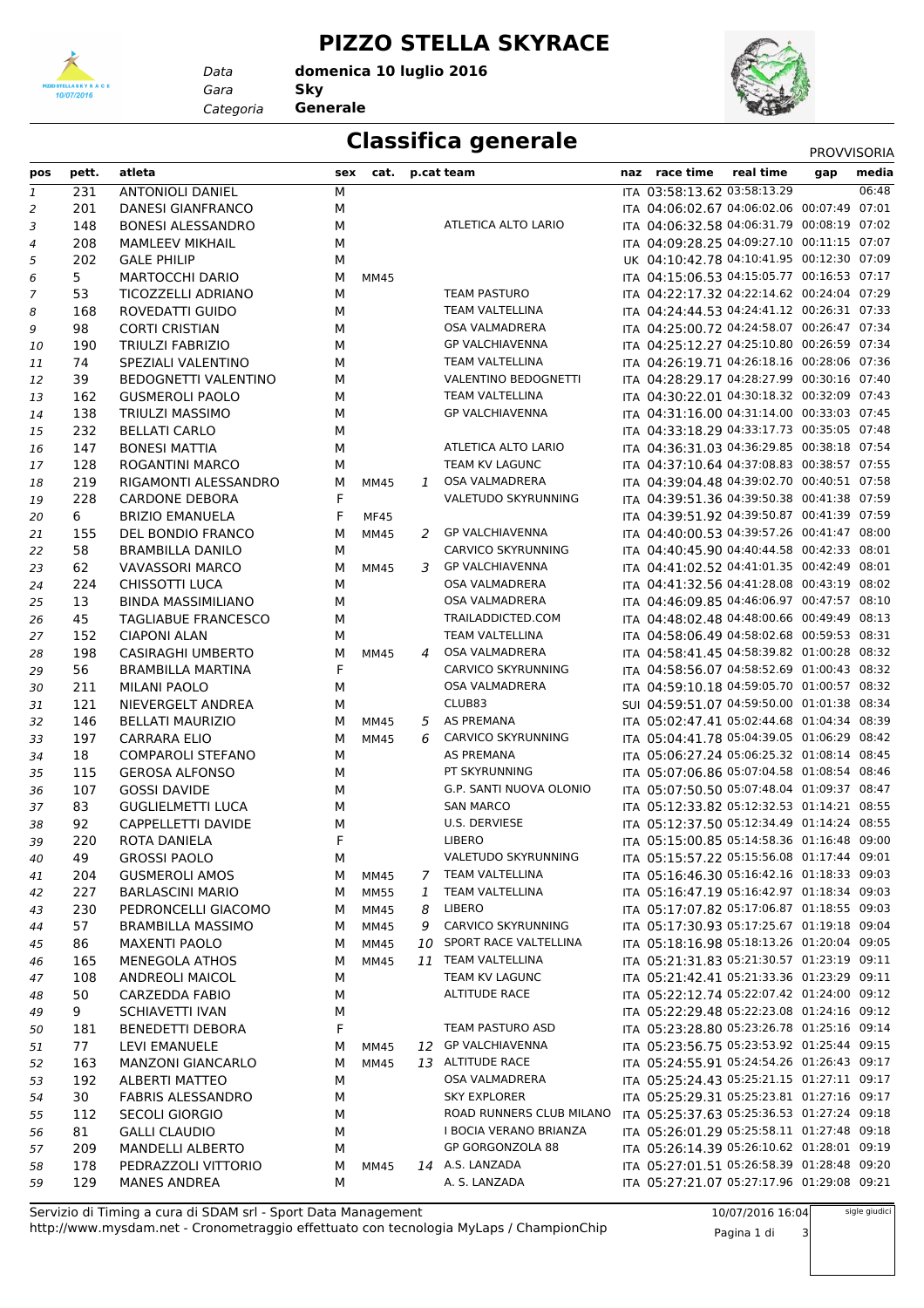# PIZZO STELLA SKYRACE

*Data* **domenica 10 luglio 2016**
*Gara* **Sky**
*Categoria* **Generale**

## Classifica generale

PROVVISORIA

| pos | pett. | atleta | sex | cat. | p.cat | team | naz | race time | real time | gap | media |
|---|---|---|---|---|---|---|---|---|---|---|---|
| 1 | 231 | ANTONIOLI DANIEL | M | | | | ITA | 03:58:13.62 | 03:58:13.29 | | 06:48 |
| 2 | 201 | DANESI GIANFRANCO | M | | | | ITA | 04:06:02.67 | 04:06:02.06 | 00:07:49 | 07:01 |
| 3 | 148 | BONESI ALESSANDRO | M | | | ATLETICA ALTO LARIO | ITA | 04:06:32.58 | 04:06:31.79 | 00:08:19 | 07:02 |
| 4 | 208 | MAMLEEV MIKHAIL | M | | | | ITA | 04:09:28.25 | 04:09:27.10 | 00:11:15 | 07:07 |
| 5 | 202 | GALE PHILIP | M | | | | UK | 04:10:42.78 | 04:10:41.95 | 00:12:30 | 07:09 |
| 6 | 5 | MARTOCCHI DARIO | M | MM45 | | | ITA | 04:15:06.53 | 04:15:05.77 | 00:16:53 | 07:17 |
| 7 | 53 | TICOZZELLI ADRIANO | M | | | TEAM PASTURO | ITA | 04:22:17.32 | 04:22:14.62 | 00:24:04 | 07:29 |
| 8 | 168 | ROVEDATTI GUIDO | M | | | TEAM VALTELLINA | ITA | 04:24:44.53 | 04:24:41.12 | 00:26:31 | 07:33 |
| 9 | 98 | CORTI CRISTIAN | M | | | OSA VALMADRERA | ITA | 04:25:00.72 | 04:24:58.07 | 00:26:47 | 07:34 |
| 10 | 190 | TRIULZI FABRIZIO | M | | | GP VALCHIAVENNA | ITA | 04:25:12.27 | 04:25:10.80 | 00:26:59 | 07:34 |
| 11 | 74 | SPEZIALI VALENTINO | M | | | TEAM VALTELLINA | ITA | 04:26:19.71 | 04:26:18.16 | 00:28:06 | 07:36 |
| 12 | 39 | BEDOGNETTI VALENTINO | M | | | VALENTINO BEDOGNETTI | ITA | 04:28:29.17 | 04:28:27.99 | 00:30:16 | 07:40 |
| 13 | 162 | GUSMEROLI PAOLO | M | | | TEAM VALTELLINA | ITA | 04:30:22.01 | 04:30:18.32 | 00:32:09 | 07:43 |
| 14 | 138 | TRIULZI MASSIMO | M | | | GP VALCHIAVENNA | ITA | 04:31:16.00 | 04:31:14.00 | 00:33:03 | 07:45 |
| 15 | 232 | BELLATI CARLO | M | | | | ITA | 04:33:18.29 | 04:33:17.73 | 00:35:05 | 07:48 |
| 16 | 147 | BONESI MATTIA | M | | | ATLETICA ALTO LARIO | ITA | 04:36:31.03 | 04:36:29.85 | 00:38:18 | 07:54 |
| 17 | 128 | ROGANTINI MARCO | M | | | TEAM KV LAGUNC | ITA | 04:37:10.64 | 04:37:08.83 | 00:38:57 | 07:55 |
| 18 | 219 | RIGAMONTI ALESSANDRO | M | MM45 | 1 | OSA VALMADRERA | ITA | 04:39:04.48 | 04:39:02.70 | 00:40:51 | 07:58 |
| 19 | 228 | CARDONE DEBORA | F | | | VALETUDO SKYRUNNING | ITA | 04:39:51.36 | 04:39:50.38 | 00:41:38 | 07:59 |
| 20 | 6 | BRIZIO EMANUELA | F | MF45 | | | ITA | 04:39:51.92 | 04:39:50.87 | 00:41:39 | 07:59 |
| 21 | 155 | DEL BONDIO FRANCO | M | MM45 | 2 | GP VALCHIAVENNA | ITA | 04:40:00.53 | 04:39:57.26 | 00:41:47 | 08:00 |
| 22 | 58 | BRAMBILLA DANILO | M | | | CARVICO SKYRUNNING | ITA | 04:40:45.90 | 04:40:44.58 | 00:42:33 | 08:01 |
| 23 | 62 | VAVASSORI MARCO | M | MM45 | 3 | GP VALCHIAVENNA | ITA | 04:41:02.52 | 04:41:01.35 | 00:42:49 | 08:01 |
| 24 | 224 | CHISSOTTI LUCA | M | | | OSA VALMADRERA | ITA | 04:41:32.56 | 04:41:28.08 | 00:43:19 | 08:02 |
| 25 | 13 | BINDA MASSIMILIANO | M | | | OSA VALMADRERA | ITA | 04:46:09.85 | 04:46:06.97 | 00:47:57 | 08:10 |
| 26 | 45 | TAGLIABUE FRANCESCO | M | | | TRAILADDICTED.COM | ITA | 04:48:02.48 | 04:48:00.66 | 00:49:49 | 08:13 |
| 27 | 152 | CIAPONI ALAN | M | | | TEAM VALTELLINA | ITA | 04:58:06.49 | 04:58:02.68 | 00:59:53 | 08:31 |
| 28 | 198 | CASIRAGHI UMBERTO | M | MM45 | 4 | OSA VALMADRERA | ITA | 04:58:41.45 | 04:58:39.82 | 01:00:28 | 08:32 |
| 29 | 56 | BRAMBILLA MARTINA | F | | | CARVICO SKYRUNNING | ITA | 04:58:56.07 | 04:58:52.69 | 01:00:43 | 08:32 |
| 30 | 211 | MILANI PAOLO | M | | | OSA VALMADRERA | ITA | 04:59:10.18 | 04:59:05.70 | 01:00:57 | 08:32 |
| 31 | 121 | NIEVERGELT ANDREA | M | | | CLUB83 | SUI | 04:59:51.07 | 04:59:50.00 | 01:01:38 | 08:34 |
| 32 | 146 | BELLATI MAURIZIO | M | MM45 | 5 | AS PREMANA | ITA | 05:02:47.41 | 05:02:44.68 | 01:04:34 | 08:39 |
| 33 | 197 | CARRARA ELIO | M | MM45 | 6 | CARVICO SKYRUNNING | ITA | 05:04:41.75 | 05:04:39.35 | 01:06:29 | 08:42 |
| 34 | 18 | COMPAROLI STEFANO | M | | | AS PREMANA | ITA | 05:06:27.24 | 05:06:25.32 | 01:08:14 | 08:45 |
| 35 | 115 | GEROSA ALFONSO | M | | | PT SKYRUNNING | ITA | 05:07:06.86 | 05:07:04.58 | 01:08:54 | 08:46 |
| 36 | 107 | GOSSI DAVIDE | M | | | G.P. SANTI NUOVA OLONIO | ITA | 05:07:50.50 | 05:07:48.04 | 01:09:37 | 08:47 |
| 37 | 83 | GUGLIELMETTI LUCA | M | | | SAN MARCO | ITA | 05:12:33.82 | 05:12:32.53 | 01:14:21 | 08:55 |
| 38 | 92 | CAPPELLETTI DAVIDE | M | | | U.S. DERVIESE | ITA | 05:12:37.50 | 05:12:34.49 | 01:14:24 | 08:55 |
| 39 | 220 | ROTA DANIELA | F | | | LIBERO | ITA | 05:15:00.85 | 05:14:58.36 | 01:16:48 | 09:00 |
| 40 | 49 | GROSSI PAOLO | M | | | VALETUDO SKYRUNNING | ITA | 05:15:57.22 | 05:15:56.08 | 01:17:44 | 09:01 |
| 41 | 204 | GUSMEROLI AMOS | M | MM45 | 7 | TEAM VALTELLINA | ITA | 05:16:46.30 | 05:16:42.16 | 01:18:33 | 09:03 |
| 42 | 227 | BARLASCINI MARIO | M | MM55 | 1 | TEAM VALTELLINA | ITA | 05:16:47.19 | 05:16:42.97 | 01:18:34 | 09:03 |
| 43 | 230 | PEDRONCELLI GIACOMO | M | MM45 | 8 | LIBERO | ITA | 05:17:07.82 | 05:17:06.87 | 01:18:55 | 09:03 |
| 44 | 57 | BRAMBILLA MASSIMO | M | MM45 | 9 | CARVICO SKYRUNNING | ITA | 05:17:30.93 | 05:17:25.67 | 01:19:18 | 09:04 |
| 45 | 86 | MAXENTI PAOLO | M | MM45 | 10 | SPORT RACE VALTELLINA | ITA | 05:18:16.98 | 05:18:13.26 | 01:20:04 | 09:05 |
| 46 | 165 | MENEGOLA ATHOS | M | MM45 | 11 | TEAM VALTELLINA | ITA | 05:21:31.83 | 05:21:30.57 | 01:23:19 | 09:11 |
| 47 | 108 | ANDREOLI MAICOL | M | | | TEAM KV LAGUNC | ITA | 05:21:42.41 | 05:21:33.36 | 01:23:29 | 09:11 |
| 48 | 50 | CARZEDDA FABIO | M | | | ALTITUDE RACE | ITA | 05:22:12.74 | 05:22:07.42 | 01:24:00 | 09:12 |
| 49 | 9 | SCHIAVETTI IVAN | M | | | | ITA | 05:22:29.48 | 05:22:23.08 | 01:24:16 | 09:12 |
| 50 | 181 | BENEDETTI DEBORA | F | | | TEAM PASTURO ASD | ITA | 05:23:28.80 | 05:23:26.78 | 01:25:16 | 09:14 |
| 51 | 77 | LEVI EMANUELE | M | MM45 | 12 | GP VALCHIAVENNA | ITA | 05:23:56.75 | 05:23:53.92 | 01:25:44 | 09:15 |
| 52 | 163 | MANZONI GIANCARLO | M | MM45 | 13 | ALTITUDE RACE | ITA | 05:24:55.91 | 05:24:54.26 | 01:26:43 | 09:17 |
| 53 | 192 | ALBERTI MATTEO | M | | | OSA VALMADRERA | ITA | 05:25:24.43 | 05:25:21.15 | 01:27:11 | 09:17 |
| 54 | 30 | FABRIS ALESSANDRO | M | | | SKY EXPLORER | ITA | 05:25:29.31 | 05:25:23.81 | 01:27:16 | 09:17 |
| 55 | 112 | SECOLI GIORGIO | M | | | ROAD RUNNERS CLUB MILANO | ITA | 05:25:37.63 | 05:25:36.53 | 01:27:24 | 09:18 |
| 56 | 81 | GALLI CLAUDIO | M | | | I BOCIA VERANO BRIANZA | ITA | 05:26:01.29 | 05:25:58.11 | 01:27:48 | 09:18 |
| 57 | 209 | MANDELLI ALBERTO | M | | | GP GORGONZOLA 88 | ITA | 05:26:14.39 | 05:26:10.62 | 01:28:01 | 09:19 |
| 58 | 178 | PEDRAZZOLI VITTORIO | M | MM45 | 14 | A.S. LANZADA | ITA | 05:27:01.51 | 05:26:58.39 | 01:28:48 | 09:20 |
| 59 | 129 | MANES ANDREA | M | | | A. S. LANZADA | ITA | 05:27:21.07 | 05:27:17.96 | 01:29:08 | 09:21 |

Servizio di Timing a cura di SDAM srl - Sport Data Management
http://www.mysdam.net - Cronometraggio effettuato con tecnologia MyLaps / ChampionChip

10/07/2016 16:04

sigle giudici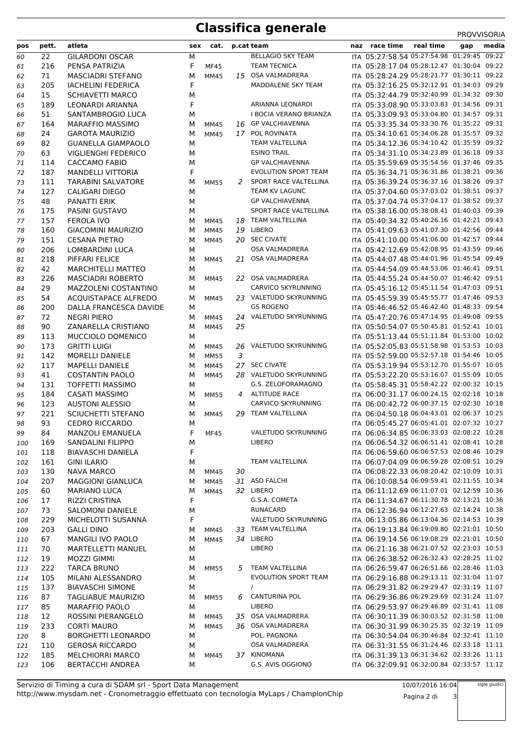# Classifica generale

PROVVISORIA

| pos | pett. | atleta | sex | cat. | p.cat | team | naz | race time | real time | gap | media |
|---|---|---|---|---|---|---|---|---|---|---|---|
| 60 | 22 | GILARDONI OSCAR | M | | | BELLAGIO SKY TEAM | ITA | 05:27:58.54 | 05:27:54.98 | 01:29:45 | 09:22 |
| 61 | 216 | PENSA PATRIZIA | F | MF45 | | TEAM TECNICA | ITA | 05:28:17.04 | 05:28:12.47 | 01:30:04 | 09:22 |
| 62 | 71 | MASCIADRI STEFANO | M | MM45 | 15 | OSA VALMADRERA | ITA | 05:28:24.29 | 05:28:21.77 | 01:30:11 | 09:22 |
| 63 | 205 | IACHELINI FEDERICA | F | | | MADDALENE SKY TEAM | ITA | 05:32:16.25 | 05:32:12.91 | 01:34:03 | 09:29 |
| 64 | 15 | SCHIAVETTI MARCO | M | | | | ITA | 05:32:44.79 | 05:32:40.99 | 01:34:32 | 09:30 |
| 65 | 189 | LEONARDI ARIANNA | F | | | ARIANNA LEONARDI | ITA | 05:33:08.90 | 05:33:03.83 | 01:34:56 | 09:31 |
| 66 | 51 | SANTAMBROGIO LUCA | M | | | I BOCIA VERANO BRIANZA | ITA | 05:33:09.93 | 05:33:04.80 | 01:34:57 | 09:31 |
| 67 | 164 | MARAFFIO MASSIMO | M | MM45 | 16 | GP VALCHIAVENNA | ITA | 05:33:35.34 | 05:33:30.76 | 01:35:22 | 09:31 |
| 68 | 24 | GAROTA MAURIZIO | M | MM45 | 17 | POL ROVINATA | ITA | 05:34:10.61 | 05:34:06.28 | 01:35:57 | 09:32 |
| 69 | 82 | GUANELLA GIAMPAOLO | M | | | TEAM VALTELLINA | ITA | 05:34:12.36 | 05:34:10.42 | 01:35:59 | 09:32 |
| 70 | 63 | VIGLIENGHI FEDERICO | M | | | ESINO TRAIL | ITA | 05:34:31.10 | 05:34:23.89 | 01:36:18 | 09:33 |
| 71 | 114 | CACCAMO FABIO | M | | | GP VALCHIAVENNA | ITA | 05:35:59.69 | 05:35:54.56 | 01:37:46 | 09:35 |
| 72 | 187 | MANDELLI VITTORIA | F | | | EVOLUTION SPORT TEAM | ITA | 05:36:34.71 | 05:36:31.86 | 01:38:21 | 09:36 |
| 73 | 111 | TARABINI SALVATORE | M | MM55 | 2 | SPORT RACE VALTELLINA | ITA | 05:36:39.24 | 05:36:37.16 | 01:38:26 | 09:37 |
| 74 | 127 | CALIGARI DIEGO | M | | | TEAM KV LAGUNC | ITA | 05:37:04.60 | 05:37:03.02 | 01:38:51 | 09:37 |
| 75 | 48 | PANATTI ERIK | M | | | GP VALCHIAVENNA | ITA | 05:37:04.74 | 05:37:04.17 | 01:38:52 | 09:37 |
| 76 | 175 | PASINI GUSTAVO | M | | | SPORT RACE VALTELLINA | ITA | 05:38:16.00 | 05:38:08.41 | 01:40:03 | 09:39 |
| 77 | 157 | FEROLA IVO | M | MM45 | 18 | TEAM VALTELLINA | ITA | 05:40:34.32 | 05:40:26.16 | 01:42:21 | 09:43 |
| 78 | 160 | GIACOMINI MAURIZIO | M | MM45 | 19 | LIBERO | ITA | 05:41:09.63 | 05:41:07.30 | 01:42:56 | 09:44 |
| 79 | 151 | CESANA PIETRO | M | MM45 | 20 | SEC CIVATE | ITA | 05:41:10.00 | 05:41:06.00 | 01:42:57 | 09:44 |
| 80 | 206 | LOMBARDINI LUCA | M | | | OSA VALMADRERA | ITA | 05:42:12.69 | 05:42:08.95 | 01:43:59 | 09:46 |
| 81 | 218 | PIFFARI FELICE | M | MM45 | 21 | OSA VALMADRERA | ITA | 05:44:07.48 | 05:44:01.96 | 01:45:54 | 09:49 |
| 82 | 42 | MARCHITELLI MATTEO | M | | | | ITA | 05:44:54.09 | 05:44:53.06 | 01:46:41 | 09:51 |
| 83 | 226 | MASCIADRI ROBERTO | M | MM45 | 22 | OSA VALMADRERA | ITA | 05:44:55.24 | 05:44:50.07 | 01:46:42 | 09:51 |
| 84 | 29 | MAZZOLENI COSTANTINO | M | | | CARVICO SKYRUNNING | ITA | 05:45:16.12 | 05:45:11.54 | 01:47:03 | 09:51 |
| 85 | 54 | ACQUISTAPACE ALFREDO | M | MM45 | 23 | VALETUDO SKYRUNNING | ITA | 05:45:59.39 | 05:45:55.77 | 01:47:46 | 09:53 |
| 86 | 200 | DALLA FRANCESCA DAVIDE | M | | | GS ROGENO | ITA | 05:46:46.52 | 05:46:42.40 | 01:48:33 | 09:54 |
| 87 | 72 | NEGRI PIERO | M | MM45 | 24 | VALETUDO SKYRUNNING | ITA | 05:47:20.76 | 05:47:14.95 | 01:49:08 | 09:55 |
| 88 | 90 | ZANARELLA CRISTIANO | M | MM45 | 25 | | ITA | 05:50:54.07 | 05:50:45.81 | 01:52:41 | 10:01 |
| 89 | 113 | MUCCIOLO DOMENICO | M | | | | ITA | 05:51:13.44 | 05:51:11.84 | 01:53:00 | 10:02 |
| 90 | 173 | GRITTI LUIGI | M | MM45 | 26 | VALETUDO SKYRUNNING | ITA | 05:52:05.83 | 05:51:58.98 | 01:53:53 | 10:03 |
| 91 | 142 | MORELLI DANIELE | M | MM55 | 3 | | ITA | 05:52:59.00 | 05:52:57.18 | 01:54:46 | 10:05 |
| 92 | 117 | MAPELLI DANIELE | M | MM45 | 27 | SEC CIVATE | ITA | 05:53:19.94 | 05:53:12.70 | 01:55:07 | 10:05 |
| 93 | 41 | COSTANTIN PAOLO | M | MM45 | 28 | VALETUDO SKYRUNNING | ITA | 05:53:22.20 | 05:53:16.07 | 01:55:09 | 10:05 |
| 94 | 131 | TOFFETTI MASSIMO | M | | | G.S. ZELOFORAMAGNO | ITA | 05:58:45.31 | 05:58:42.22 | 02:00:32 | 10:15 |
| 95 | 184 | CASATI MASSIMO | M | MM55 | 4 | ALTITUDE RACE | ITA | 06:00:31.17 | 06:00:24.15 | 02:02:18 | 10:18 |
| 96 | 123 | AUSTONI ALESSIO | M | | | CARVICO SKYRUNNING | ITA | 06:00:42.72 | 06:00:37.15 | 02:02:30 | 10:18 |
| 97 | 221 | SCIUCHETTI STEFANO | M | MM45 | 29 | TEAM VALTELLINA | ITA | 06:04:50.18 | 06:04:43.01 | 02:06:37 | 10:25 |
| 98 | 93 | CEDRO RICCARDO | M | | | | ITA | 06:05:45.27 | 06:05:41.01 | 02:07:32 | 10:27 |
| 99 | 84 | MANZOLI EMANUELA | F | MF45 | | VALETUDO SKYRUNNING | ITA | 06:06:34.85 | 06:06:33.03 | 02:08:22 | 10:28 |
| 100 | 169 | SANDALINI FILIPPO | M | | | LIBERO | ITA | 06:06:54.32 | 06:06:51.41 | 02:08:41 | 10:28 |
| 101 | 118 | BIAVASCHI DANIELA | F | | | | ITA | 06:06:59.60 | 06:06:57.53 | 02:08:46 | 10:29 |
| 102 | 161 | GINI ILARIO | M | | | TEAM VALTELLINA | ITA | 06:07:04.09 | 06:06:59.28 | 02:08:51 | 10:29 |
| 103 | 130 | NAVA MARCO | M | MM45 | 30 | | ITA | 06:08:22.33 | 06:08:20.42 | 02:10:09 | 10:31 |
| 104 | 207 | MAGGIONI GIANLUCA | M | MM45 | 31 | ASD FALCHI | ITA | 06:10:08.54 | 06:09:59.41 | 02:11:55 | 10:34 |
| 105 | 60 | MARIANO LUCA | M | MM45 | 32 | LIBERO | ITA | 06:11:12.69 | 06:11:07.01 | 02:12:59 | 10:36 |
| 106 | 17 | RIZZI CRISTINA | F | | | G.S.A. COMETA | ITA | 06:11:34.67 | 06:11:30.78 | 02:13:21 | 10:36 |
| 107 | 73 | SALOMONI DANIELE | M | | | RUNACARD | ITA | 06:12:36.94 | 06:12:27.63 | 02:14:24 | 10:38 |
| 108 | 229 | MICHELOTTI SUSANNA | F | | | VALETUDO SKYRUNNING | ITA | 06:13:05.86 | 06:13:04.36 | 02:14:53 | 10:39 |
| 109 | 203 | GALLI DINO | M | MM45 | 33 | TEAM VALTELLINA | ITA | 06:19:13.84 | 06:19:09.80 | 02:21:01 | 10:50 |
| 110 | 67 | MANGILI IVO PAOLO | M | MM45 | 34 | LIBERO | ITA | 06:19:14.56 | 06:19:08.29 | 02:21:01 | 10:50 |
| 111 | 70 | MARTELLETTI MANUEL | M | | | LIBERO | ITA | 06:21:16.38 | 06:21:07.52 | 02:23:03 | 10:53 |
| 112 | 19 | MOZZI GIMMI | M | | | | ITA | 06:26:38.52 | 06:26:32.43 | 02:28:25 | 11:02 |
| 113 | 222 | TARCA BRUNO | M | MM55 | 5 | TEAM VALTELLINA | ITA | 06:26:59.47 | 06:26:51.66 | 02:28:46 | 11:03 |
| 114 | 105 | MILANI ALESSANDRO | M | | | EVOLUTION SPORT TEAM | ITA | 06:29:16.88 | 06:29:13.11 | 02:31:04 | 11:07 |
| 115 | 137 | BIAVASCHI SIMONE | M | | | / | ITA | 06:29:31.82 | 06:29:29.47 | 02:31:19 | 11:07 |
| 116 | 87 | TAGLIABUE MAURIZIO | M | MM55 | 6 | CANTURINA POL | ITA | 06:29:36.86 | 06:29:29.69 | 02:31:24 | 11:07 |
| 117 | 85 | MARAFFIO PAOLO | M | | | LIBERO | ITA | 06:29:53.97 | 06:29:46.89 | 02:31:41 | 11:08 |
| 118 | 12 | ROSSINI PIERANGELO | M | MM45 | 35 | OSA VALMADRERA | ITA | 06:30:11.39 | 06:30:03.52 | 02:31:58 | 11:08 |
| 119 | 233 | CORTI MAURO | M | MM45 | 36 | OSA VALMADRERA | ITA | 06:30:31.99 | 06:30:25.35 | 02:32:19 | 11:09 |
| 120 | 8 | BORGHETTI LEONARDO | M | | | POL. PAGNONA | ITA | 06:30:54.04 | 06:30:46.84 | 02:32:41 | 11:10 |
| 121 | 110 | GEROSA RICCARDO | M | | | OSA VALMADRERA | ITA | 06:31:31.55 | 06:31:24.46 | 02:33:18 | 11:11 |
| 122 | 185 | MELCHIORRI MARCO | M | MM45 | 37 | KINOMANA | ITA | 06:31:39.13 | 06:31:34.62 | 02:33:26 | 11:11 |
| 123 | 106 | BERTACCHI ANDREA | M | | | G.S. AVIS OGGIONO | ITA | 06:32:09.91 | 06:32:00.84 | 02:33:57 | 11:12 |

Servizio di Timing a cura di SDAM srl - Sport Data Management
http://www.mysdam.net - Cronometraggio effettuato con tecnologia MyLaps / ChampionChip

10/07/2016 16:04

sigle giudici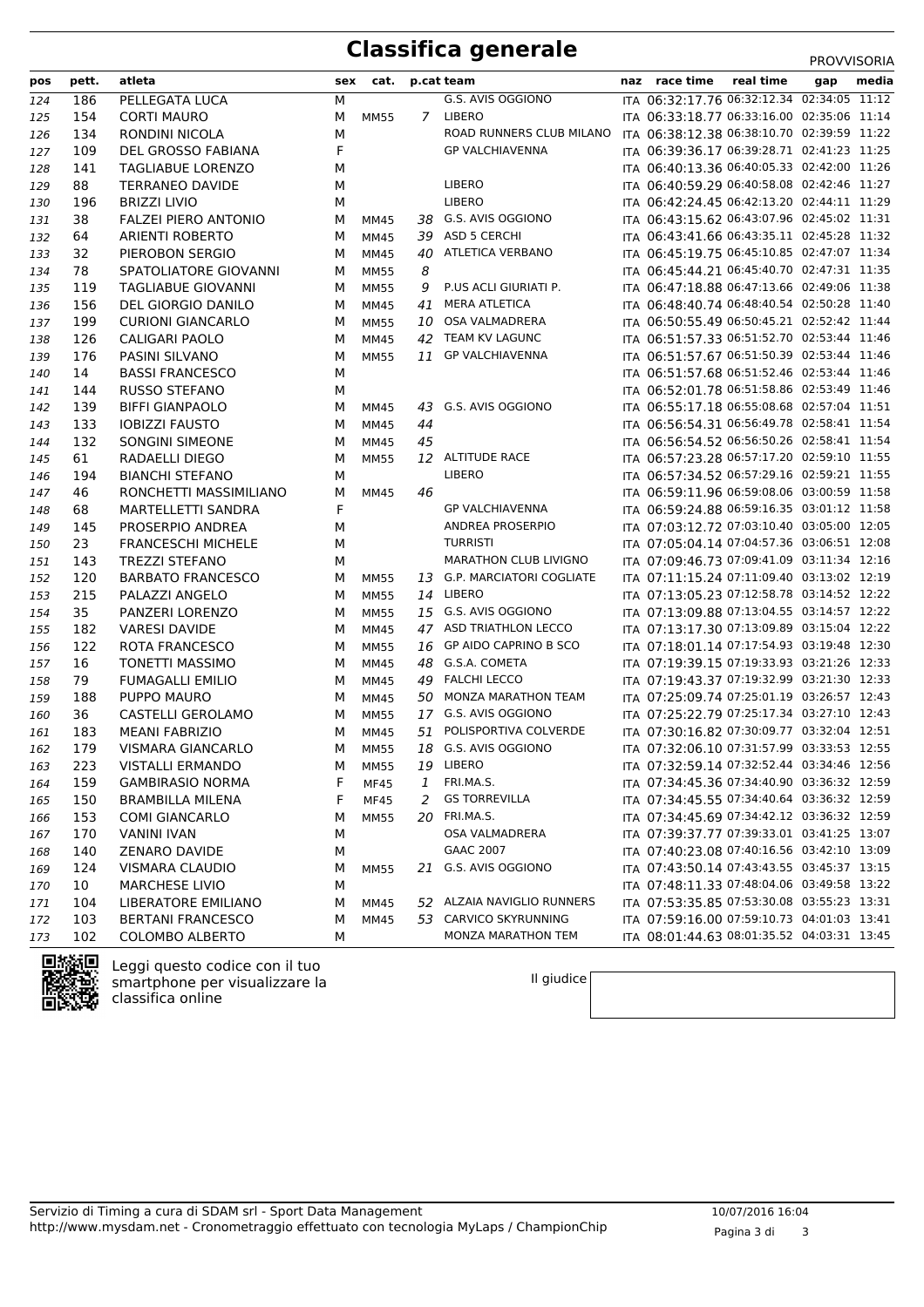# Classifica generale

PROVVISORIA

| pos | pett. | atleta | sex | cat. | p.cat | team | naz | race time | real time | gap | media |
|---|---|---|---|---|---|---|---|---|---|---|---|
| 124 | 186 | PELLEGATA LUCA | M | | | G.S. AVIS OGGIONO | ITA | 06:32:17.76 | 06:32:12.34 | 02:34:05 | 11:12 |
| 125 | 154 | CORTI MAURO | M | MM55 | 7 | LIBERO | ITA | 06:33:18.77 | 06:33:16.00 | 02:35:06 | 11:14 |
| 126 | 134 | RONDINI NICOLA | M | | | ROAD RUNNERS CLUB MILANO | ITA | 06:38:12.38 | 06:38:10.70 | 02:39:59 | 11:22 |
| 127 | 109 | DEL GROSSO FABIANA | F | | | GP VALCHIAVENNA | ITA | 06:39:36.17 | 06:39:28.71 | 02:41:23 | 11:25 |
| 128 | 141 | TAGLIABUE LORENZO | M | | | | ITA | 06:40:13.36 | 06:40:05.33 | 02:42:00 | 11:26 |
| 129 | 88 | TERRANEO DAVIDE | M | | | LIBERO | ITA | 06:40:59.29 | 06:40:58.08 | 02:42:46 | 11:27 |
| 130 | 196 | BRIZZI LIVIO | M | | | LIBERO | ITA | 06:42:24.45 | 06:42:13.20 | 02:44:11 | 11:29 |
| 131 | 38 | FALZEI PIERO ANTONIO | M | MM45 | 38 | G.S. AVIS OGGIONO | ITA | 06:43:15.62 | 06:43:07.96 | 02:45:02 | 11:31 |
| 132 | 64 | ARIENTI ROBERTO | M | MM45 | 39 | ASD 5 CERCHI | ITA | 06:43:41.66 | 06:43:35.11 | 02:45:28 | 11:32 |
| 133 | 32 | PIEROBON SERGIO | M | MM45 | 40 | ATLETICA VERBANO | ITA | 06:45:19.75 | 06:45:10.85 | 02:47:06 | 11:34 |
| 134 | 78 | SPATOLIATORE GIOVANNI | M | MM55 | 8 | | ITA | 06:45:44.21 | 06:45:40.70 | 02:47:31 | 11:35 |
| 135 | 119 | TAGLIABUE GIOVANNI | M | MM55 | 9 | P.US ACLI GIURIATI P. | ITA | 06:47:18.88 | 06:47:13.66 | 02:49:06 | 11:38 |
| 136 | 156 | DEL GIORGIO DANILO | M | MM45 | 41 | MERA ATLETICA | ITA | 06:48:40.74 | 06:48:40.54 | 02:50:28 | 11:40 |
| 137 | 199 | CURIONI GIANCARLO | M | MM55 | 10 | OSA VALMADRERA | ITA | 06:50:55.49 | 06:50:45.21 | 02:52:42 | 11:44 |
| 138 | 126 | CALIGARI PAOLO | M | MM45 | 42 | TEAM KV LAGUNC | ITA | 06:51:57.33 | 06:51:52.70 | 02:53:44 | 11:46 |
| 139 | 176 | PASINI SILVANO | M | MM55 | 11 | GP VALCHIAVENNA | ITA | 06:51:57.67 | 06:51:50.39 | 02:53:44 | 11:46 |
| 140 | 14 | BASSI FRANCESCO | M | | | | ITA | 06:51:57.68 | 06:51:52.46 | 02:53:44 | 11:46 |
| 141 | 144 | RUSSO STEFANO | M | | | | ITA | 06:52:01.78 | 06:51:58.86 | 02:53:49 | 11:46 |
| 142 | 139 | BIFFI GIANPAOLO | M | MM45 | 43 | G.S. AVIS OGGIONO | ITA | 06:55:17.18 | 06:55:08.68 | 02:57:04 | 11:51 |
| 143 | 133 | IOBIZZI FAUSTO | M | MM45 | 44 | | ITA | 06:56:54.31 | 06:56:49.78 | 02:58:41 | 11:54 |
| 144 | 132 | SONGINI SIMEONE | M | MM45 | 45 | | ITA | 06:56:54.52 | 06:56:50.26 | 02:58:41 | 11:54 |
| 145 | 61 | RADAELLI DIEGO | M | MM55 | 12 | ALTITUDE RACE | ITA | 06:57:23.28 | 06:57:17.20 | 02:59:10 | 11:55 |
| 146 | 194 | BIANCHI STEFANO | M | | | LIBERO | ITA | 06:57:34.52 | 06:57:29.16 | 02:59:21 | 11:55 |
| 147 | 46 | RONCHETTI MASSIMILIANO | M | MM45 | 46 | | ITA | 06:59:11.96 | 06:59:08.06 | 03:00:59 | 11:58 |
| 148 | 68 | MARTELLETTI SANDRA | F | | | GP VALCHIAVENNA | ITA | 06:59:24.88 | 06:59:16.35 | 03:01:12 | 11:58 |
| 149 | 145 | PROSERPIO ANDREA | M | | | ANDREA PROSERPIO | ITA | 07:03:12.72 | 07:03:10.40 | 03:05:00 | 12:05 |
| 150 | 23 | FRANCESCHI MICHELE | M | | | TURRISTI | ITA | 07:05:04.14 | 07:04:57.36 | 03:06:51 | 12:08 |
| 151 | 143 | TREZZI STEFANO | M | | | MARATHON CLUB LIVIGNO | ITA | 07:09:46.73 | 07:09:41.09 | 03:11:34 | 12:16 |
| 152 | 120 | BARBATO FRANCESCO | M | MM55 | 13 | G.P. MARCIATORI COGLIATE | ITA | 07:11:15.24 | 07:11:09.40 | 03:13:02 | 12:19 |
| 153 | 215 | PALAZZI ANGELO | M | MM55 | 14 | LIBERO | ITA | 07:13:05.23 | 07:12:58.78 | 03:14:52 | 12:22 |
| 154 | 35 | PANZERI LORENZO | M | MM55 | 15 | G.S. AVIS OGGIONO | ITA | 07:13:09.88 | 07:13:04.55 | 03:14:57 | 12:22 |
| 155 | 182 | VARESI DAVIDE | M | MM45 | 47 | ASD TRIATHLON LECCO | ITA | 07:13:17.30 | 07:13:09.89 | 03:15:04 | 12:22 |
| 156 | 122 | ROTA FRANCESCO | M | MM55 | 16 | GP AIDO CAPRINO B SCO | ITA | 07:18:01.14 | 07:17:54.93 | 03:19:48 | 12:30 |
| 157 | 16 | TONETTI MASSIMO | M | MM45 | 48 | G.S.A. COMETA | ITA | 07:19:39.15 | 07:19:33.93 | 03:21:26 | 12:33 |
| 158 | 79 | FUMAGALLI EMILIO | M | MM45 | 49 | FALCHI LECCO | ITA | 07:19:43.37 | 07:19:32.99 | 03:21:30 | 12:33 |
| 159 | 188 | PUPPO MAURO | M | MM45 | 50 | MONZA MARATHON TEAM | ITA | 07:25:09.74 | 07:25:01.19 | 03:26:57 | 12:43 |
| 160 | 36 | CASTELLI GEROLAMO | M | MM55 | 17 | G.S. AVIS OGGIONO | ITA | 07:25:22.79 | 07:25:17.34 | 03:27:10 | 12:43 |
| 161 | 183 | MEANI FABRIZIO | M | MM45 | 51 | POLISPORTIVA COLVERDE | ITA | 07:30:16.82 | 07:30:09.77 | 03:32:04 | 12:51 |
| 162 | 179 | VISMARA GIANCARLO | M | MM55 | 18 | G.S. AVIS OGGIONO | ITA | 07:32:06.10 | 07:31:57.99 | 03:33:53 | 12:55 |
| 163 | 223 | VISTALLI ERMANDO | M | MM55 | 19 | LIBERO | ITA | 07:32:59.14 | 07:32:52.44 | 03:34:46 | 12:56 |
| 164 | 159 | GAMBIRASIO NORMA | F | MF45 | 1 | FRI.MA.S. | ITA | 07:34:45.36 | 07:34:40.90 | 03:36:32 | 12:59 |
| 165 | 150 | BRAMBILLA MILENA | F | MF45 | 2 | GS TORREVILLA | ITA | 07:34:45.55 | 07:34:40.64 | 03:36:32 | 12:59 |
| 166 | 153 | COMI GIANCARLO | M | MM55 | 20 | FRI.MA.S. | ITA | 07:34:45.69 | 07:34:42.12 | 03:36:32 | 12:59 |
| 167 | 170 | VANINI IVAN | M | | | OSA VALMADRERA | ITA | 07:39:37.77 | 07:39:33.01 | 03:41:25 | 13:07 |
| 168 | 140 | ZENARO DAVIDE | M | | | GAAC 2007 | ITA | 07:40:23.08 | 07:40:16.56 | 03:42:10 | 13:09 |
| 169 | 124 | VISMARA CLAUDIO | M | MM55 | 21 | G.S. AVIS OGGIONO | ITA | 07:43:50.14 | 07:43:43.55 | 03:45:37 | 13:15 |
| 170 | 10 | MARCHESE LIVIO | M | | | | ITA | 07:48:11.33 | 07:48:04.06 | 03:49:58 | 13:22 |
| 171 | 104 | LIBERATORE EMILIANO | M | MM45 | 52 | ALZAIA NAVIGLIO RUNNERS | ITA | 07:53:35.85 | 07:53:30.08 | 03:55:23 | 13:31 |
| 172 | 103 | BERTANI FRANCESCO | M | MM45 | 53 | CARVICO SKYRUNNING | ITA | 07:59:16.00 | 07:59:10.73 | 04:01:03 | 13:41 |
| 173 | 102 | COLOMBO ALBERTO | M | | | MONZA MARATHON TEM | ITA | 08:01:44.63 | 08:01:35.52 | 04:03:31 | 13:45 |

Leggi questo codice con il tuo smartphone per visualizzare la classifica online

Il giudice

Servizio di Timing a cura di SDAM srl - Sport Data Management
http://www.mysdam.net - Cronometraggio effettuato con tecnologia MyLaps / ChampionChip

10/07/2016 16:04